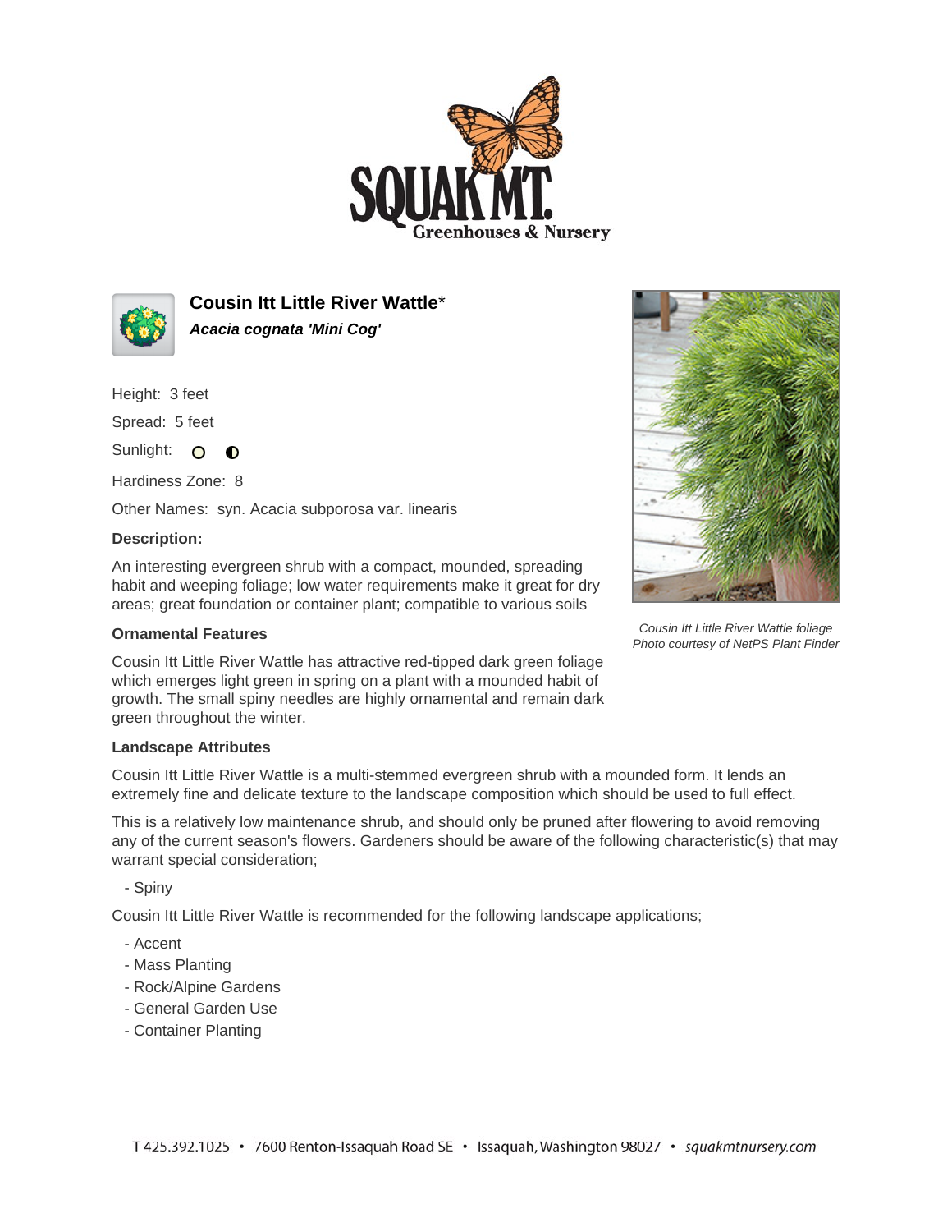# Cousin Itt Little River Wattle*

***Acacia cognata 'Mini Cog'***

Height: 3 feet

Spread: 5 feet

Sunlight:

Hardiness Zone: 8

Other Names: syn. Acacia subporosa var. linearis

### Description:

An interesting evergreen shrub with a compact, mounded, spreading habit and weeping foliage; low water requirements make it great for dry areas; great foundation or container plant; compatible to various soils

### Ornamental Features

Cousin Itt Little River Wattle has attractive red-tipped dark green foliage which emerges light green in spring on a plant with a mounded habit of growth. The small spiny needles are highly ornamental and remain dark green throughout the winter.

*Cousin Itt Little River Wattle foliage*
*Photo courtesy of NetPS Plant Finder*

### Landscape Attributes

Cousin Itt Little River Wattle is a multi-stemmed evergreen shrub with a mounded form. It lends an extremely fine and delicate texture to the landscape composition which should be used to full effect.

This is a relatively low maintenance shrub, and should only be pruned after flowering to avoid removing any of the current season's flowers. Gardeners should be aware of the following characteristic(s) that may warrant special consideration;

- Spiny

Cousin Itt Little River Wattle is recommended for the following landscape applications;

- Accent
- Mass Planting
- Rock/Alpine Gardens
- General Garden Use
- Container Planting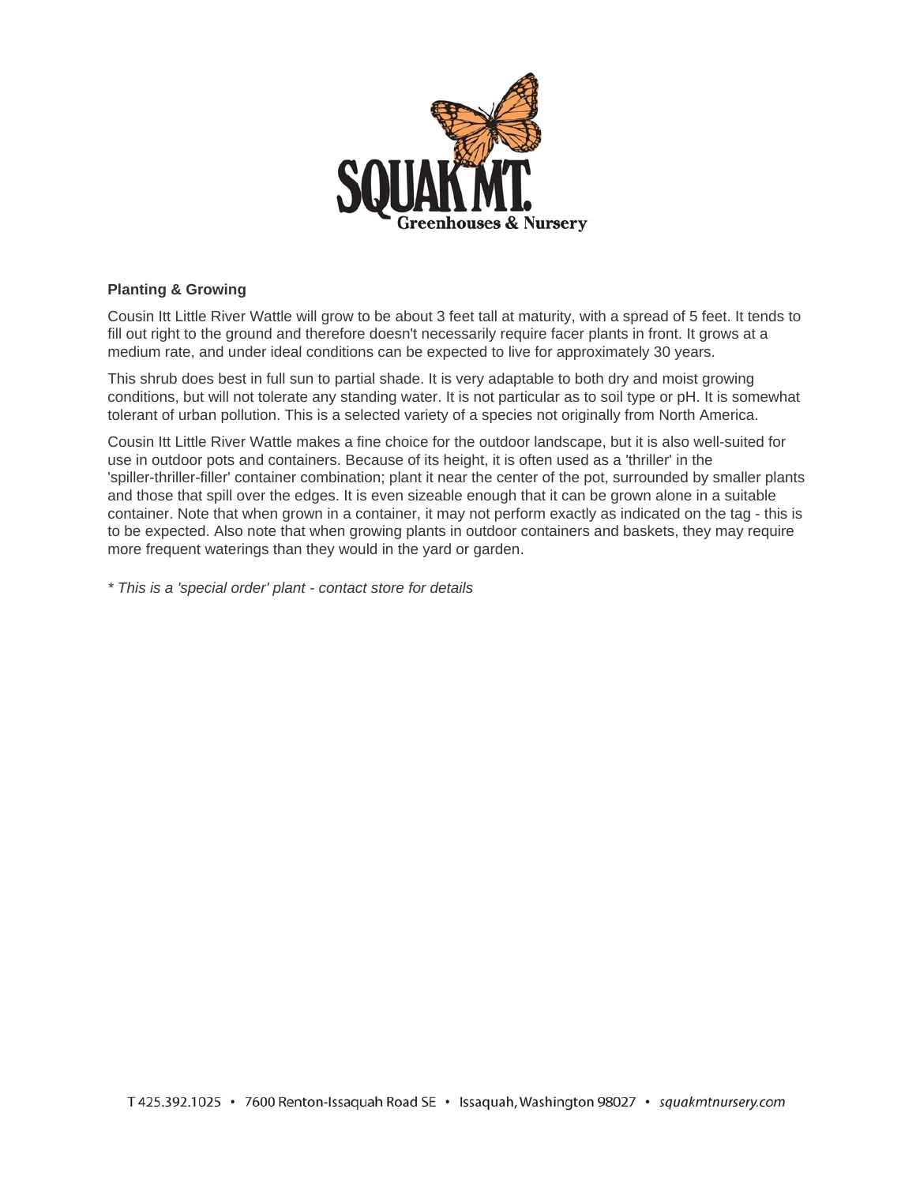**Planting & Growing**

Cousin Itt Little River Wattle will grow to be about 3 feet tall at maturity, with a spread of 5 feet. It tends to fill out right to the ground and therefore doesn't necessarily require facer plants in front. It grows at a medium rate, and under ideal conditions can be expected to live for approximately 30 years.

This shrub does best in full sun to partial shade. It is very adaptable to both dry and moist growing conditions, but will not tolerate any standing water. It is not particular as to soil type or pH. It is somewhat tolerant of urban pollution. This is a selected variety of a species not originally from North America.

Cousin Itt Little River Wattle makes a fine choice for the outdoor landscape, but it is also well-suited for use in outdoor pots and containers. Because of its height, it is often used as a 'thriller' in the 'spiller-thriller-filler' container combination; plant it near the center of the pot, surrounded by smaller plants and those that spill over the edges. It is even sizeable enough that it can be grown alone in a suitable container. Note that when grown in a container, it may not perform exactly as indicated on the tag - this is to be expected. Also note that when growing plants in outdoor containers and baskets, they may require more frequent waterings than they would in the yard or garden.

*\* This is a 'special order' plant - contact store for details*